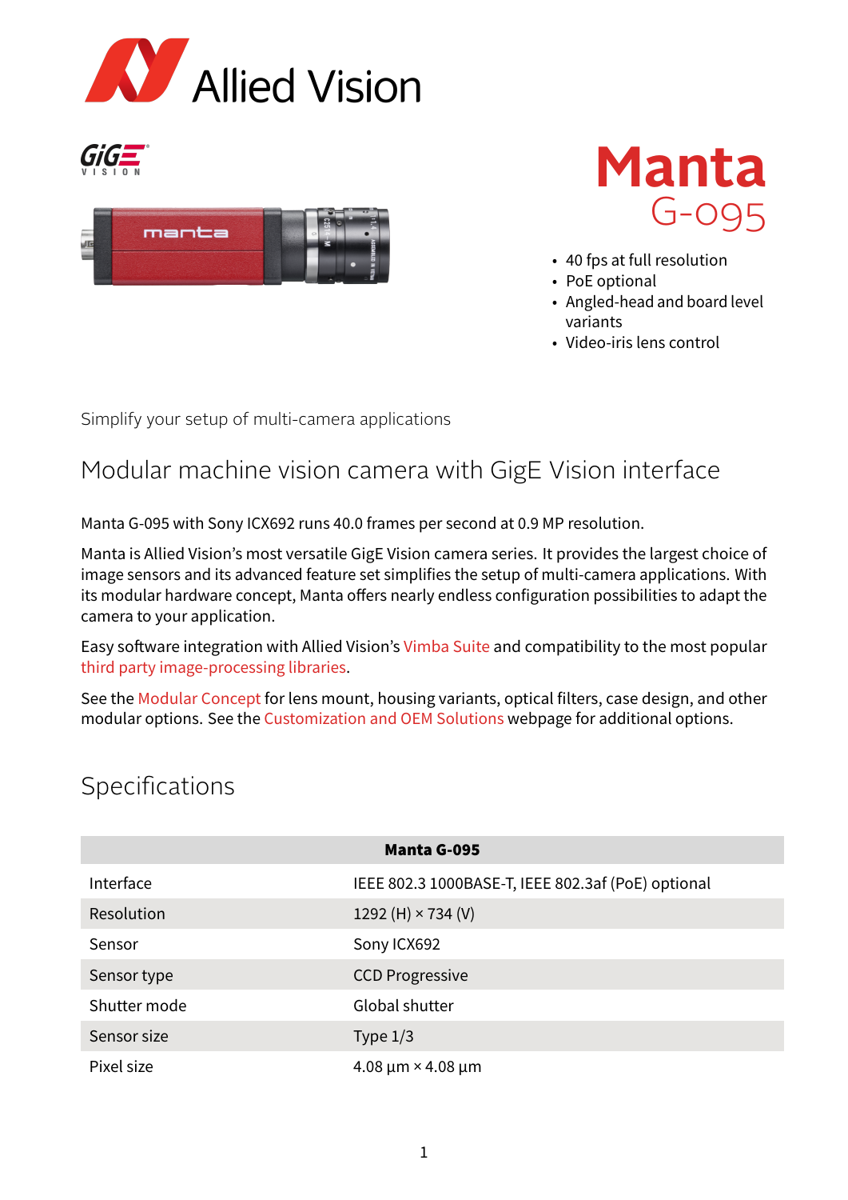# Manta

## G-095

- 40 fps at full resolution
- PoE optional
- Angled-head and board level variants
- Video-iris lens control

Simplify your setup of multi-camera applications

## Modular machine vision camera with GigE Vision interface

Manta G-095 with Sony ICX692 runs 40.0 frames per second at 0.9 MP resolution.

Manta is Allied Vision's most versatile GigE Vision camera series. It provides the largest choice of image sensors and its advanced feature set simplifies the setup of multi-camera applications. With its modular hardware concept, Manta offers nearly endless configuration possibilities to adapt the camera to your application.

Easy software integration with Allied Vision's Vimba Suite and compatibility to the most popular third party image-processing libraries.

See the Modular Concept for lens mount, housing variants, optical filters, case design, and other modular options. See the Customization and OEM Solutions webpage for additional options.

## Specifications

| | Manta G-095 |
|---|---|
| Interface | IEEE 802.3 1000BASE-T, IEEE 802.3af (PoE) optional |
| Resolution | 1292 (H) × 734 (V) |
| Sensor | Sony ICX692 |
| Sensor type | CCD Progressive |
| Shutter mode | Global shutter |
| Sensor size | Type 1/3 |
| Pixel size | 4.08 µm × 4.08 µm |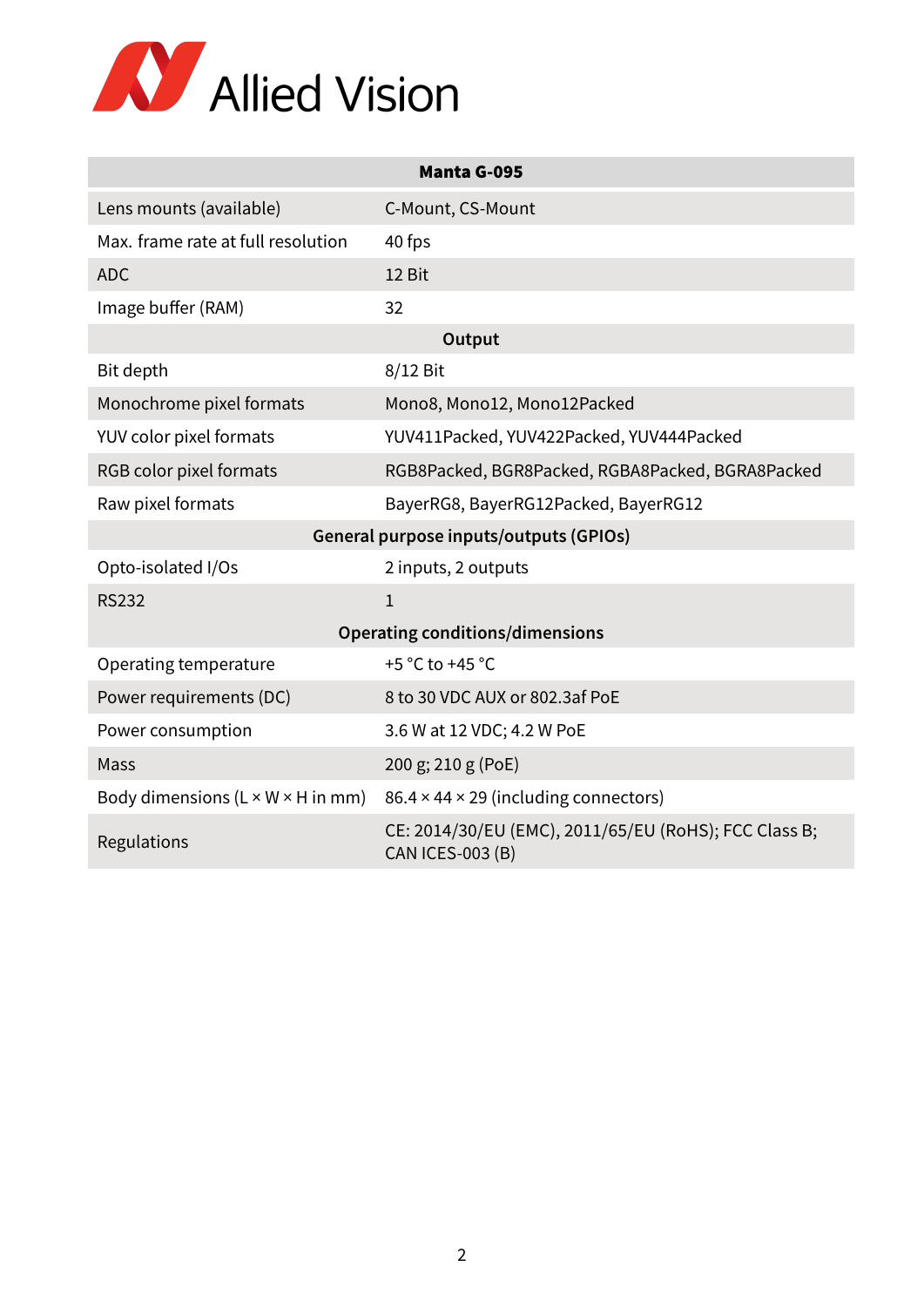| Manta G-095 | |
|---|---|
| Lens mounts (available) | C-Mount, CS-Mount |
| Max. frame rate at full resolution | 40 fps |
| ADC | 12 Bit |
| Image buffer (RAM) | 32 |
| **Output** | |
| Bit depth | 8/12 Bit |
| Monochrome pixel formats | Mono8, Mono12, Mono12Packed |
| YUV color pixel formats | YUV411Packed, YUV422Packed, YUV444Packed |
| RGB color pixel formats | RGB8Packed, BGR8Packed, RGBA8Packed, BGRA8Packed |
| Raw pixel formats | BayerRG8, BayerRG12Packed, BayerRG12 |
| **General purpose inputs/outputs (GPIOs)** | |
| Opto-isolated I/Os | 2 inputs, 2 outputs |
| RS232 | 1 |
| **Operating conditions/dimensions** | |
| Operating temperature | +5 °C to +45 °C |
| Power requirements (DC) | 8 to 30 VDC AUX or 802.3af PoE |
| Power consumption | 3.6 W at 12 VDC; 4.2 W PoE |
| Mass | 200 g; 210 g (PoE) |
| Body dimensions (L × W × H in mm) | 86.4 × 44 × 29 (including connectors) |
| Regulations | CE: 2014/30/EU (EMC), 2011/65/EU (RoHS); FCC Class B; CAN ICES-003 (B) |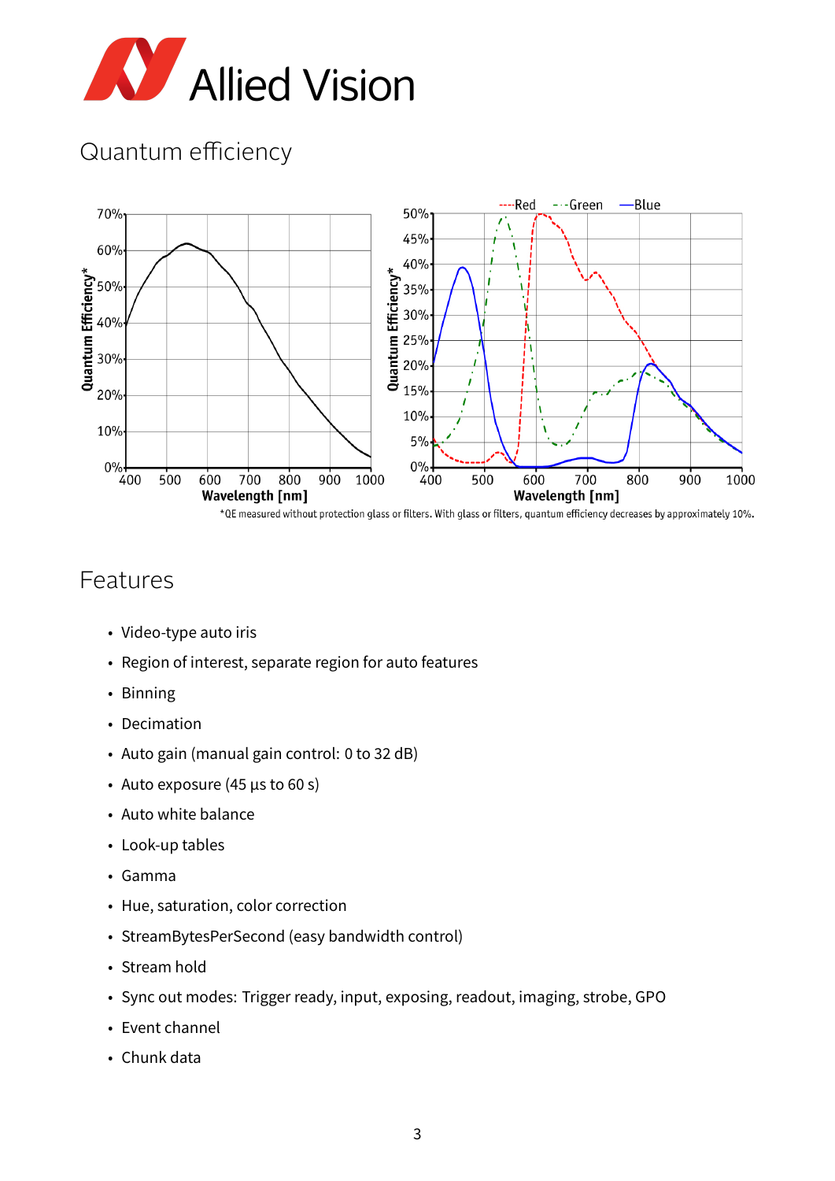# Quantum efficiency

*QE measured without protection glass or filters. With glass or filters, quantum efficiency decreases by approximately 10%.

# Features

- Video-type auto iris
- Region of interest, separate region for auto features
- Binning
- Decimation
- Auto gain (manual gain control: 0 to 32 dB)
- Auto exposure (45 µs to 60 s)
- Auto white balance
- Look-up tables
- Gamma
- Hue, saturation, color correction
- StreamBytesPerSecond (easy bandwidth control)
- Stream hold
- Sync out modes: Trigger ready, input, exposing, readout, imaging, strobe, GPO
- Event channel
- Chunk data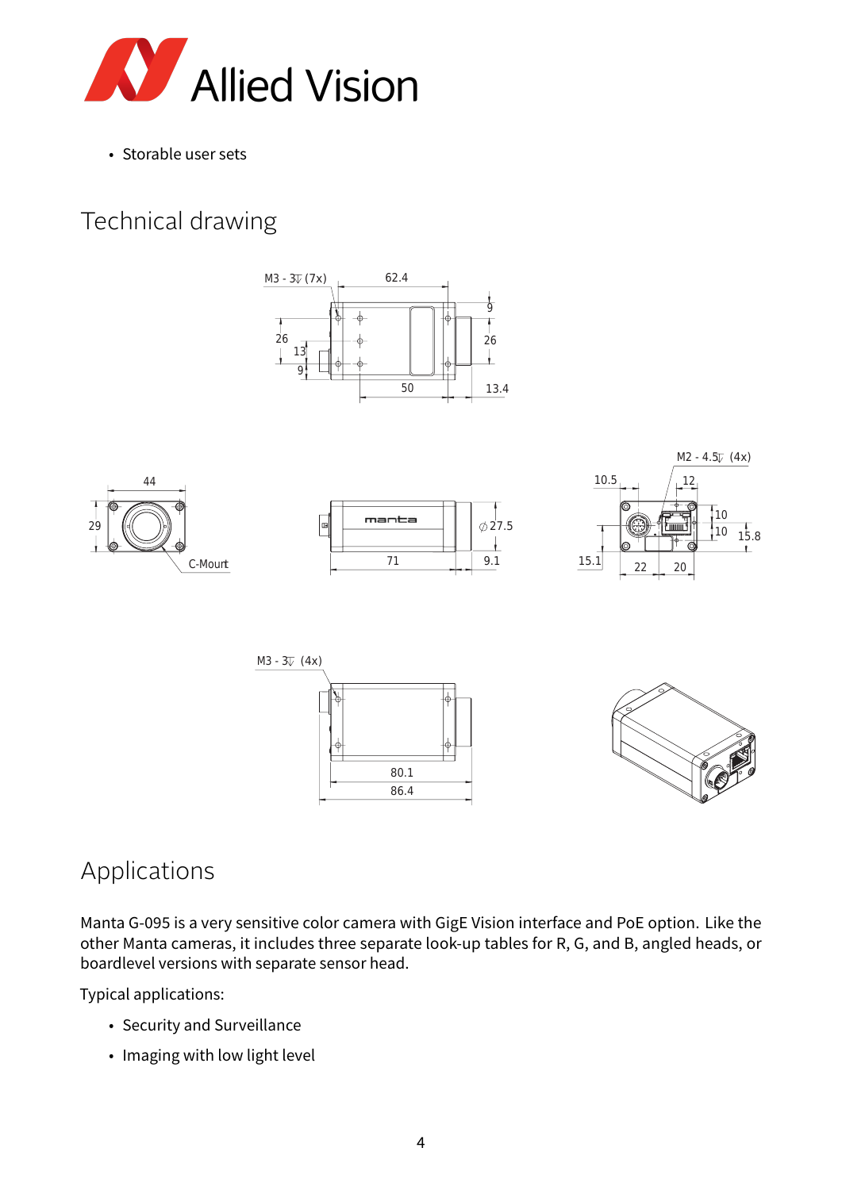- Storable user sets

## Technical drawing

## Applications

Manta G-095 is a very sensitive color camera with GigE Vision interface and PoE option. Like the other Manta cameras, it includes three separate look-up tables for R, G, and B, angled heads, or boardlevel versions with separate sensor head.

Typical applications:

- Security and Surveillance
- Imaging with low light level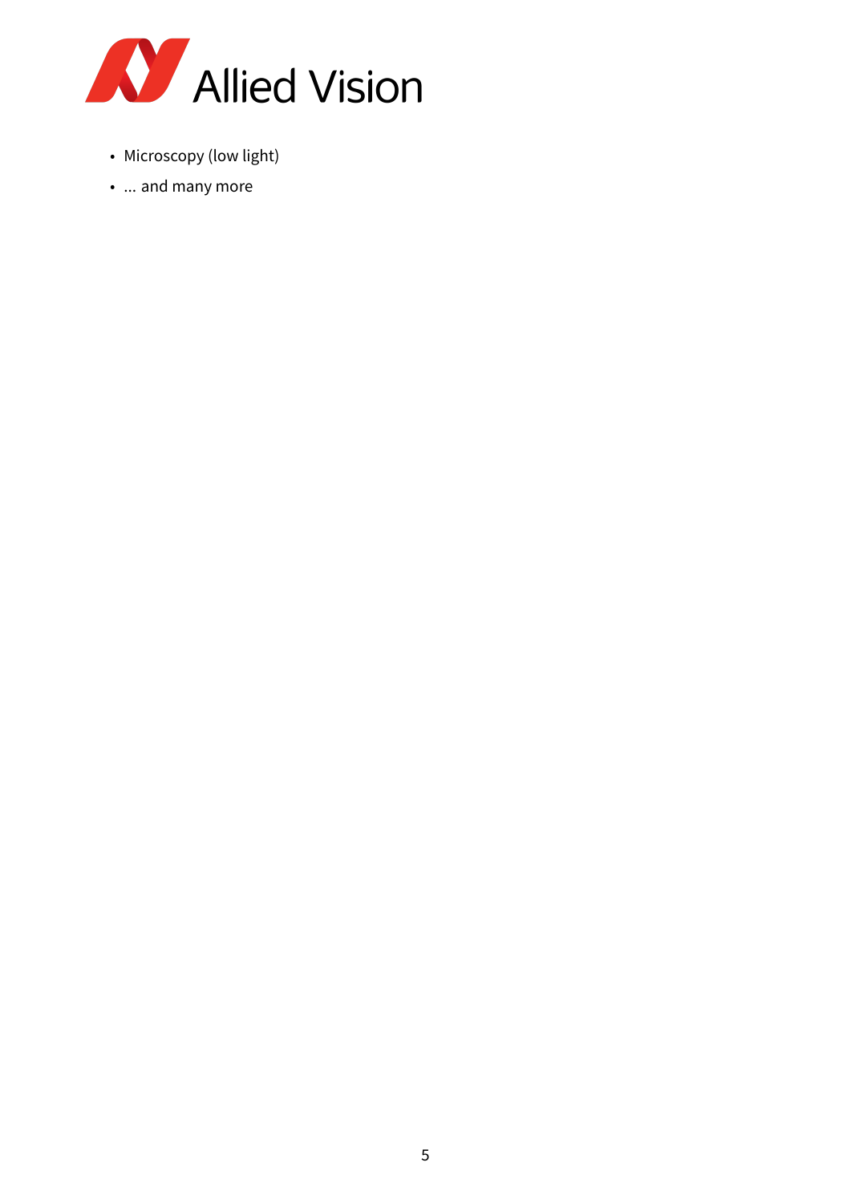- Microscopy (low light)
- ... and many more